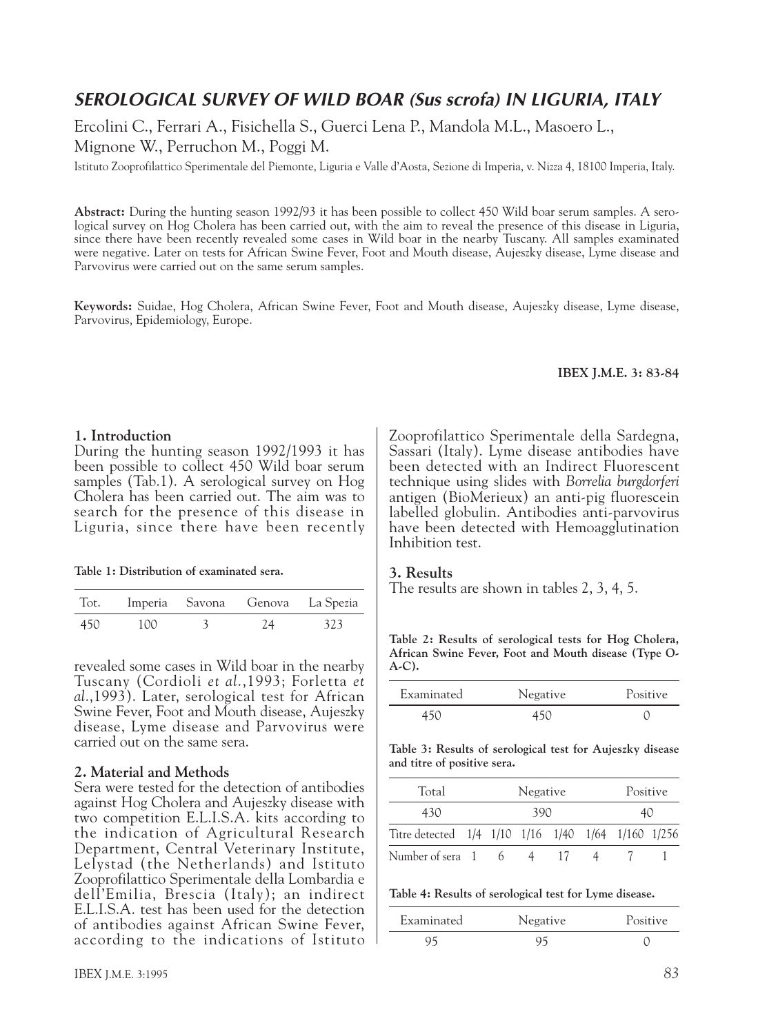# *SEROLOGICAL SURVEY OF WILD BOAR (Sus scrofa) IN LIGURIA, ITALY*

Ercolini C., Ferrari A., Fisichella S., Guerci Lena P., Mandola M.L., Masoero L., Mignone W., Perruchon M., Poggi M.

Istituto Zooprofilattico Sperimentale del Piemonte, Liguria e Valle d'Aosta, Sezione di Imperia, v. Nizza 4, 18100 Imperia, Italy.

**Abstract:** During the hunting season 1992/93 it has been possible to collect 450 Wild boar serum samples. A serological survey on Hog Cholera has been carried out, with the aim to reveal the presence of this disease in Liguria, since there have been recently revealed some cases in Wild boar in the nearby Tuscany. All samples examinated were negative. Later on tests for African Swine Fever, Foot and Mouth disease, Aujeszky disease, Lyme disease and Parvovirus were carried out on the same serum samples.

**Keywords:** Suidae, Hog Cholera, African Swine Fever, Foot and Mouth disease, Aujeszky disease, Lyme disease, Parvovirus, Epidemiology, Europe.

## 1. Introduction

During the hunting season 1992/1993 it has been possible to collect 450 Wild boar serum samples (Tab.1). A serological survey on Hog Cholera has been carried out. The aim was to search for the presence of this disease in Liguria, since there have been recently revealed some cases in Wild boar in the nearby Tuscany (Cordioli *et al.*,1993; Forletta *et al.*,1993). Later, serological test for African Swine Fever, Foot and Mouth disease, Aujeszky disease, Lyme disease and Parvovirus were carried out on the same sera.

**Table 1: Distribution of examinated sera.**

| Tot. | Imperia | Savona | Genova | La Spezia |
|---|---|---|---|---|
| 450 | 100 | 3 | 24 | 323 |

## 2. Material and Methods

Sera were tested for the detection of antibodies against Hog Cholera and Aujeszky disease with two competition E.L.I.S.A. kits according to the indication of Agricultural Research Department, Central Veterinary Institute, Lelystad (the Netherlands) and Istituto Zooprofilattico Sperimentale della Lombardia e dell'Emilia, Brescia (Italy); an indirect E.L.I.S.A. test has been used for the detection of antibodies against African Swine Fever, according to the indications of Istituto Zooprofilattico Sperimentale della Sardegna, Sassari (Italy). Lyme disease antibodies have been detected with an Indirect Fluorescent technique using slides with *Borrelia burgdorferi* antigen (BioMerieux) an anti-pig fluorescein labelled globulin. Antibodies anti-parvovirus have been detected with Hemoagglutination Inhibition test.

## 3. Results

The results are shown in tables 2, 3, 4, 5.

**Table 2: Results of serological tests for Hog Cholera, African Swine Fever, Foot and Mouth disease (Type O-A-C).**

| Examinated | Negative | Positive |
|---|---|---|
| 450 | 450 | 0 |

**Table 3: Results of serological test for Aujeszky disease and titre of positive sera.**

| Total | | | Negative | | | Positive | |
|---|---|---|---|---|---|---|---|
| 430 | | | 390 | | | 40 | |
| Titre detected | 1/4 | 1/10 | 1/16 | 1/40 | 1/64 | 1/160 | 1/256 |
| Number of sera | 1 | 6 | 4 | 17 | 4 | 7 | 1 |

**Table 4: Results of serological test for Lyme disease.**

| Examinated | Negative | Positive |
|---|---|---|
| 95 | 95 | 0 |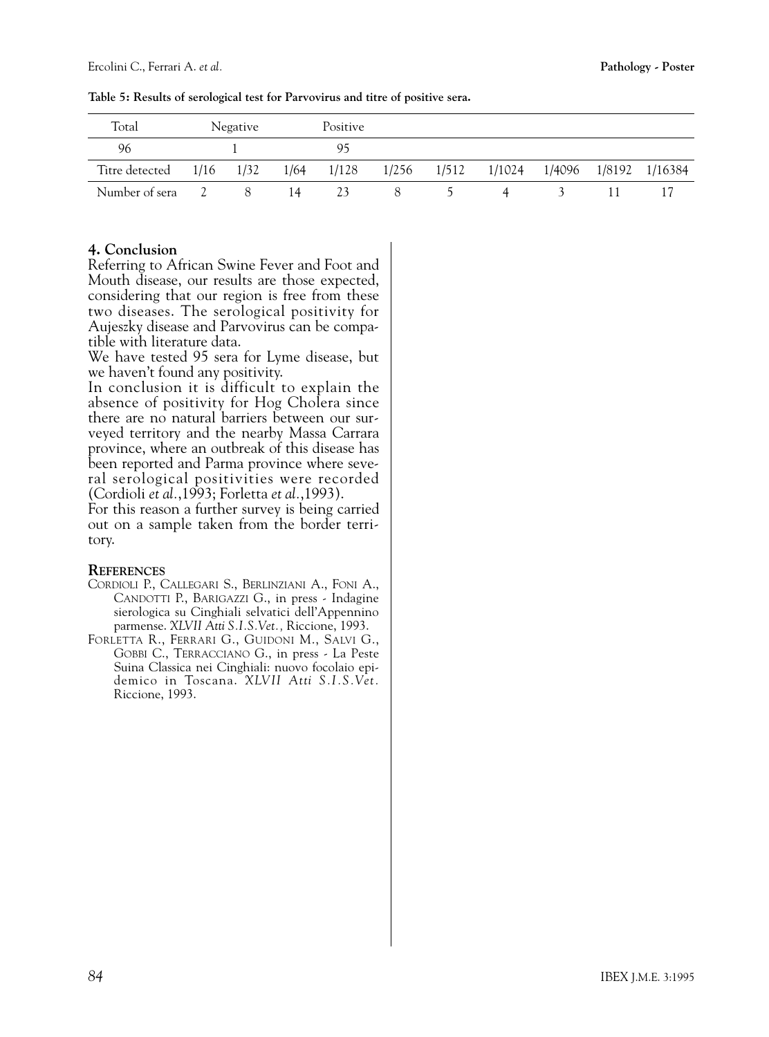**Table 5: Results of serological test for Parvovirus and titre of positive sera.**

| Total | Negative | | Positive | | | | | | | |
|---|---|---|---|---|---|---|---|---|---|---|
| 96 | 1 | | 95 | | | | | | | |
| Titre detected | 1/16 | 1/32 | 1/64 | 1/128 | 1/256 | 1/512 | 1/1024 | 1/4096 | 1/8192 | 1/16384 |
| Number of sera | 2 | 8 | 14 | 23 | 8 | 5 | 4 | 3 | 11 | 17 |

## 4. Conclusion

Referring to African Swine Fever and Foot and Mouth disease, our results are those expected, considering that our region is free from these two diseases. The serological positivity for Aujeszky disease and Parvovirus can be compatible with literature data.

We have tested 95 sera for Lyme disease, but we haven't found any positivity.

In conclusion it is difficult to explain the absence of positivity for Hog Cholera since there are no natural barriers between our surveyed territory and the nearby Massa Carrara province, where an outbreak of this disease has been reported and Parma province where several serological positivities were recorded (Cordioli *et al.*,1993; Forletta *et al.*,1993).

For this reason a further survey is being carried out on a sample taken from the border territory.

### References

CORDIOLI P., CALLEGARI S., BERLINZIANI A., FONI A., CANDOTTI P., BARIGAZZI G., in press - Indagine sierologica su Cinghiali selvatici dell'Appennino parmense. *XLVII Atti S.I.S.Vet.,* Riccione, 1993.

FORLETTA R., FERRARI G., GUIDONI M., SALVI G., GOBBI C., TERRACCIANO G., in press - La Peste Suina Classica nei Cinghiali: nuovo focolaio epidemico in Toscana. *XLVII Atti S.I.S.Vet.* Riccione, 1993.